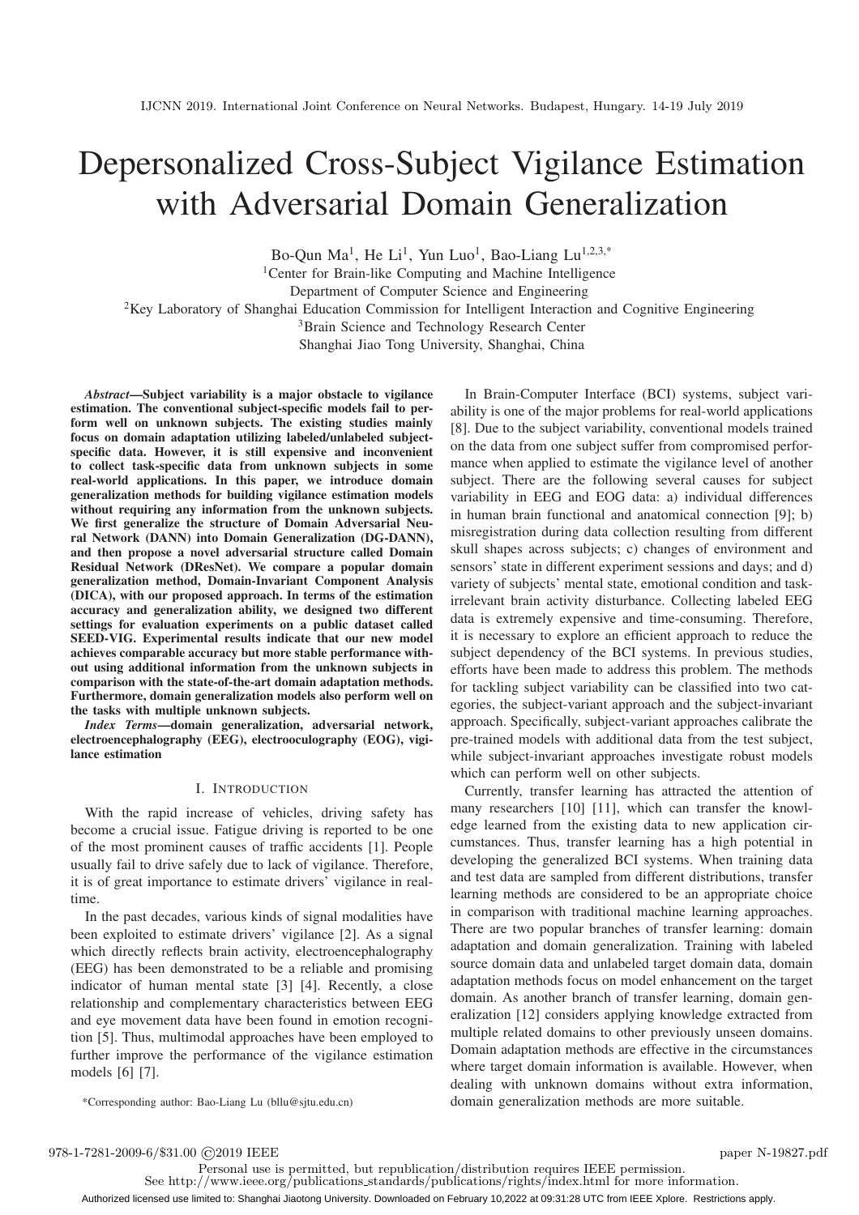# Depersonalized Cross-Subject Vigilance Estimation with Adversarial Domain Generalization

Bo-Qun Ma[1], He Li[1], Yun Luo[1], Bao-Liang Lu[1,2,3,*]

[1]Center for Brain-like Computing and Machine Intelligence
Department of Computer Science and Engineering
[2]Key Laboratory of Shanghai Education Commission for Intelligent Interaction and Cognitive Engineering
[3]Brain Science and Technology Research Center
Shanghai Jiao Tong University, Shanghai, China

***Abstract*—Subject variability is a major obstacle to vigilance estimation. The conventional subject-specific models fail to perform well on unknown subjects. The existing studies mainly focus on domain adaptation utilizing labeled/unlabeled subject-specific data. However, it is still expensive and inconvenient to collect task-specific data from unknown subjects in some real-world applications. In this paper, we introduce domain generalization methods for building vigilance estimation models without requiring any information from the unknown subjects. We first generalize the structure of Domain Adversarial Neural Network (DANN) into Domain Generalization (DG-DANN), and then propose a novel adversarial structure called Domain Residual Network (DResNet). We compare a popular domain generalization method, Domain-Invariant Component Analysis (DICA), with our proposed approach. In terms of the estimation accuracy and generalization ability, we designed two different settings for evaluation experiments on a public dataset called SEED-VIG. Experimental results indicate that our new model achieves comparable accuracy but more stable performance without using additional information from the unknown subjects in comparison with the state-of-the-art domain adaptation methods. Furthermore, domain generalization models also perform well on the tasks with multiple unknown subjects.**

***Index Terms*—domain generalization, adversarial network, electroencephalography (EEG), electrooculography (EOG), vigilance estimation**

## I. Introduction

With the rapid increase of vehicles, driving safety has become a crucial issue. Fatigue driving is reported to be one of the most prominent causes of traffic accidents [1]. People usually fail to drive safely due to lack of vigilance. Therefore, it is of great importance to estimate drivers' vigilance in real-time.

In the past decades, various kinds of signal modalities have been exploited to estimate drivers' vigilance [2]. As a signal which directly reflects brain activity, electroencephalography (EEG) has been demonstrated to be a reliable and promising indicator of human mental state [3] [4]. Recently, a close relationship and complementary characteristics between EEG and eye movement data have been found in emotion recognition [5]. Thus, multimodal approaches have been employed to further improve the performance of the vigilance estimation models [6] [7].

In Brain-Computer Interface (BCI) systems, subject variability is one of the major problems for real-world applications [8]. Due to the subject variability, conventional models trained on the data from one subject suffer from compromised performance when applied to estimate the vigilance level of another subject. There are the following several causes for subject variability in EEG and EOG data: a) individual differences in human brain functional and anatomical connection [9]; b) misregistration during data collection resulting from different skull shapes across subjects; c) changes of environment and sensors' state in different experiment sessions and days; and d) variety of subjects' mental state, emotional condition and task-irrelevant brain activity disturbance. Collecting labeled EEG data is extremely expensive and time-consuming. Therefore, it is necessary to explore an efficient approach to reduce the subject dependency of the BCI systems. In previous studies, efforts have been made to address this problem. The methods for tackling subject variability can be classified into two categories, the subject-variant approach and the subject-invariant approach. Specifically, subject-variant approaches calibrate the pre-trained models with additional data from the test subject, while subject-invariant approaches investigate robust models which can perform well on other subjects.

Currently, transfer learning has attracted the attention of many researchers [10] [11], which can transfer the knowledge learned from the existing data to new application circumstances. Thus, transfer learning has a high potential in developing the generalized BCI systems. When training data and test data are sampled from different distributions, transfer learning methods are considered to be an appropriate choice in comparison with traditional machine learning approaches. There are two popular branches of transfer learning: domain adaptation and domain generalization. Training with labeled source domain data and unlabeled target domain data, domain adaptation methods focus on model enhancement on the target domain. As another branch of transfer learning, domain generalization [12] considers applying knowledge extracted from multiple related domains to other previously unseen domains. Domain adaptation methods are effective in the circumstances where target domain information is available. However, when dealing with unknown domains without extra information, domain generalization methods are more suitable.

*Corresponding author: Bao-Liang Lu (bllu@sjtu.edu.cn)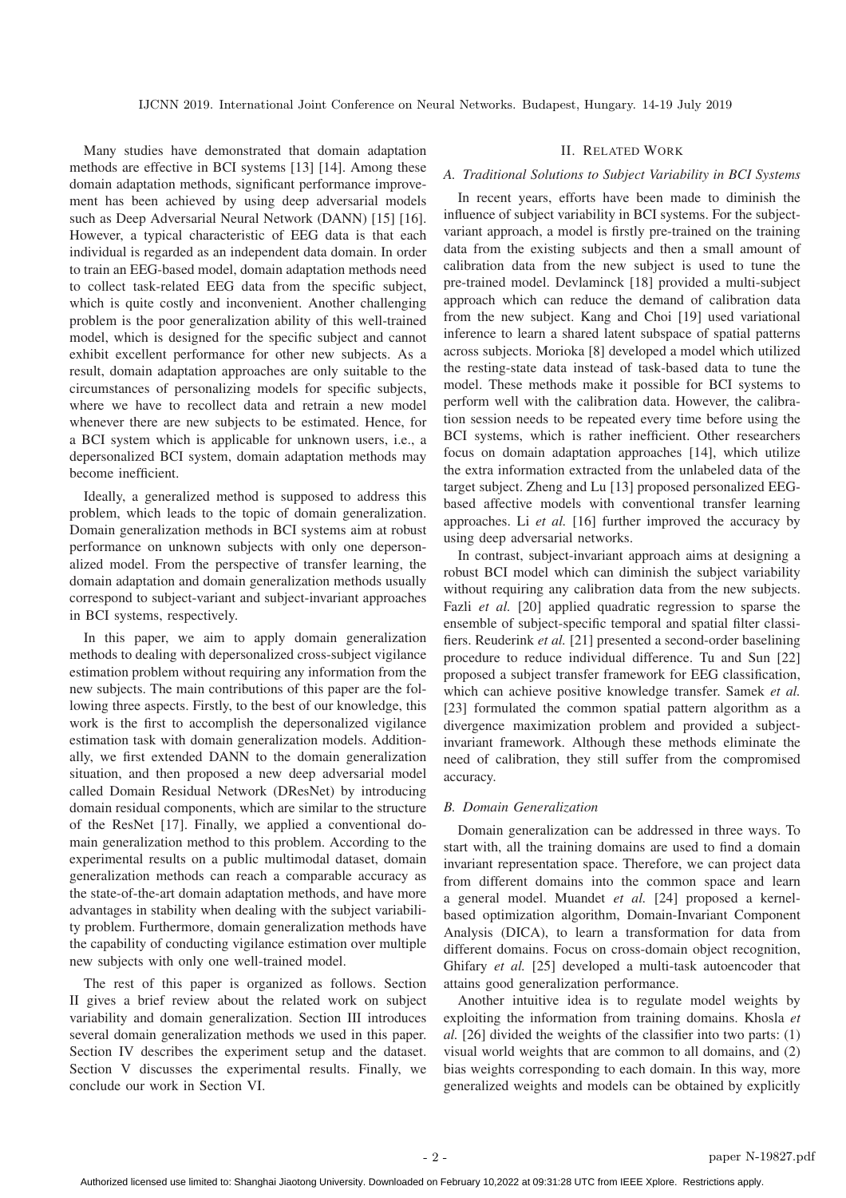Many studies have demonstrated that domain adaptation methods are effective in BCI systems [13] [14]. Among these domain adaptation methods, significant performance improvement has been achieved by using deep adversarial models such as Deep Adversarial Neural Network (DANN) [15] [16]. However, a typical characteristic of EEG data is that each individual is regarded as an independent data domain. In order to train an EEG-based model, domain adaptation methods need to collect task-related EEG data from the specific subject, which is quite costly and inconvenient. Another challenging problem is the poor generalization ability of this well-trained model, which is designed for the specific subject and cannot exhibit excellent performance for other new subjects. As a result, domain adaptation approaches are only suitable to the circumstances of personalizing models for specific subjects, where we have to recollect data and retrain a new model whenever there are new subjects to be estimated. Hence, for a BCI system which is applicable for unknown users, i.e., a depersonalized BCI system, domain adaptation methods may become inefficient.

Ideally, a generalized method is supposed to address this problem, which leads to the topic of domain generalization. Domain generalization methods in BCI systems aim at robust performance on unknown subjects with only one depersonalized model. From the perspective of transfer learning, the domain adaptation and domain generalization methods usually correspond to subject-variant and subject-invariant approaches in BCI systems, respectively.

In this paper, we aim to apply domain generalization methods to dealing with depersonalized cross-subject vigilance estimation problem without requiring any information from the new subjects. The main contributions of this paper are the following three aspects. Firstly, to the best of our knowledge, this work is the first to accomplish the depersonalized vigilance estimation task with domain generalization models. Additionally, we first extended DANN to the domain generalization situation, and then proposed a new deep adversarial model called Domain Residual Network (DResNet) by introducing domain residual components, which are similar to the structure of the ResNet [17]. Finally, we applied a conventional domain generalization method to this problem. According to the experimental results on a public multimodal dataset, domain generalization methods can reach a comparable accuracy as the state-of-the-art domain adaptation methods, and have more advantages in stability when dealing with the subject variability problem. Furthermore, domain generalization methods have the capability of conducting vigilance estimation over multiple new subjects with only one well-trained model.

The rest of this paper is organized as follows. Section II gives a brief review about the related work on subject variability and domain generalization. Section III introduces several domain generalization methods we used in this paper. Section IV describes the experiment setup and the dataset. Section V discusses the experimental results. Finally, we conclude our work in Section VI.

## II. Related Work

### A. Traditional Solutions to Subject Variability in BCI Systems

In recent years, efforts have been made to diminish the influence of subject variability in BCI systems. For the subject-variant approach, a model is firstly pre-trained on the training data from the existing subjects and then a small amount of calibration data from the new subject is used to tune the pre-trained model. Devlaminck [18] provided a multi-subject approach which can reduce the demand of calibration data from the new subject. Kang and Choi [19] used variational inference to learn a shared latent subspace of spatial patterns across subjects. Morioka [8] developed a model which utilized the resting-state data instead of task-based data to tune the model. These methods make it possible for BCI systems to perform well with the calibration data. However, the calibration session needs to be repeated every time before using the BCI systems, which is rather inefficient. Other researchers focus on domain adaptation approaches [14], which utilize the extra information extracted from the unlabeled data of the target subject. Zheng and Lu [13] proposed personalized EEG-based affective models with conventional transfer learning approaches. Li *et al.* [16] further improved the accuracy by using deep adversarial networks.

In contrast, subject-invariant approach aims at designing a robust BCI model which can diminish the subject variability without requiring any calibration data from the new subjects. Fazli *et al.* [20] applied quadratic regression to sparse the ensemble of subject-specific temporal and spatial filter classifiers. Reuderink *et al.* [21] presented a second-order baselining procedure to reduce individual difference. Tu and Sun [22] proposed a subject transfer framework for EEG classification, which can achieve positive knowledge transfer. Samek *et al.* [23] formulated the common spatial pattern algorithm as a divergence maximization problem and provided a subject-invariant framework. Although these methods eliminate the need of calibration, they still suffer from the compromised accuracy.

### B. Domain Generalization

Domain generalization can be addressed in three ways. To start with, all the training domains are used to find a domain invariant representation space. Therefore, we can project data from different domains into the common space and learn a general model. Muandet *et al.* [24] proposed a kernel-based optimization algorithm, Domain-Invariant Component Analysis (DICA), to learn a transformation for data from different domains. Focus on cross-domain object recognition, Ghifary *et al.* [25] developed a multi-task autoencoder that attains good generalization performance.

Another intuitive idea is to regulate model weights by exploiting the information from training domains. Khosla *et al.* [26] divided the weights of the classifier into two parts: (1) visual world weights that are common to all domains, and (2) bias weights corresponding to each domain. In this way, more generalized weights and models can be obtained by explicitly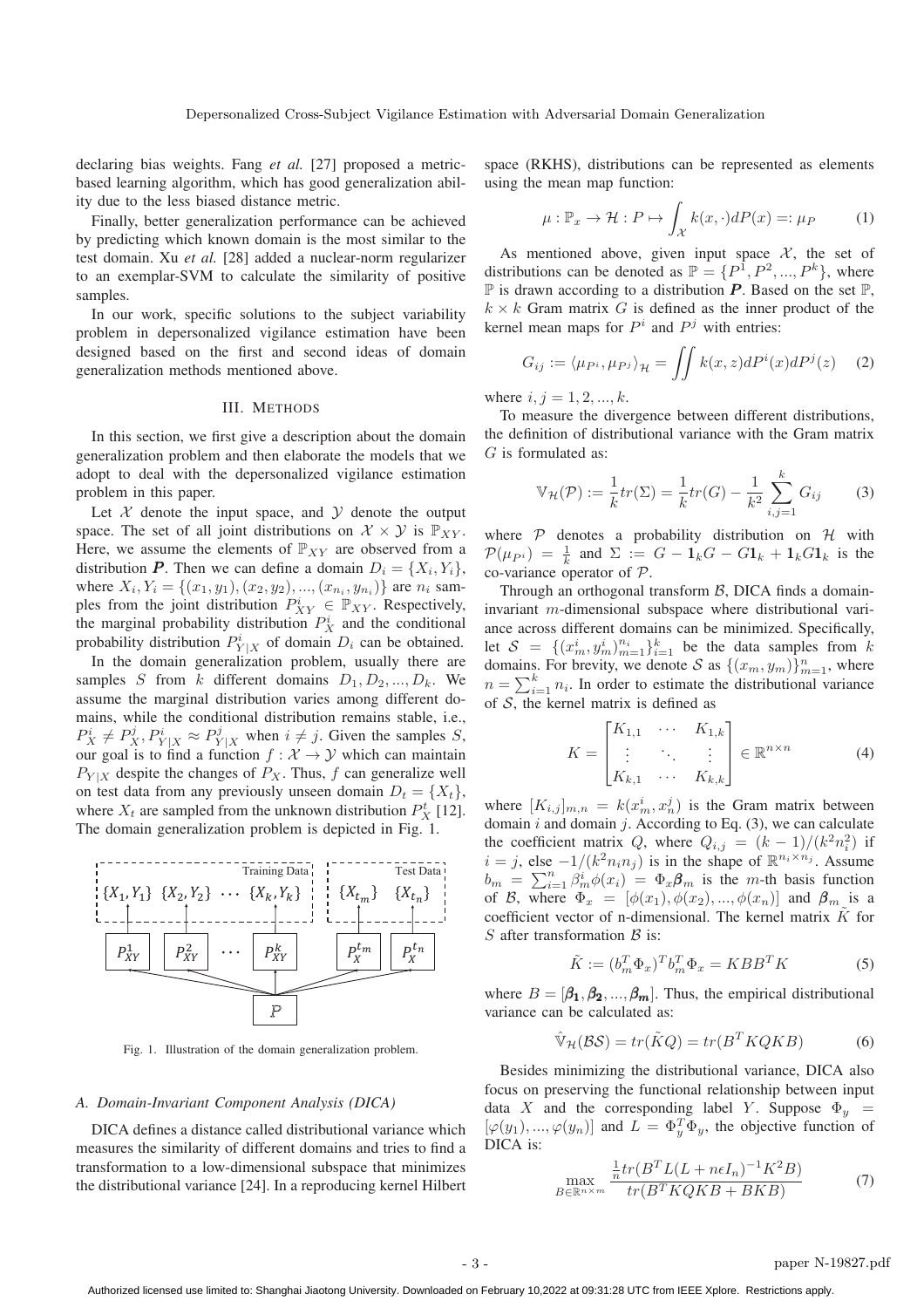declaring bias weights. Fang *et al.* [27] proposed a metric-based learning algorithm, which has good generalization ability due to the less biased distance metric.

Finally, better generalization performance can be achieved by predicting which known domain is the most similar to the test domain. Xu *et al.* [28] added a nuclear-norm regularizer to an exemplar-SVM to calculate the similarity of positive samples.

In our work, specific solutions to the subject variability problem in depersonalized vigilance estimation have been designed based on the first and second ideas of domain generalization methods mentioned above.

## III. Methods

In this section, we first give a description about the domain generalization problem and then elaborate the models that we adopt to deal with the depersonalized vigilance estimation problem in this paper.

Let $\mathcal{X}$ denote the input space, and $\mathcal{Y}$ denote the output space. The set of all joint distributions on $\mathcal{X} \times \mathcal{Y}$ is $\mathbb{P}_{XY}$. Here, we assume the elements of $\mathbb{P}_{XY}$ are observed from a distribution $\boldsymbol{P}$. Then we can define a domain $D_i = \{X_i, Y_i\}$, where $X_i, Y_i = \{(x_1, y_1), (x_2, y_2), ..., (x_{n_i}, y_{n_i})\}$ are $n_i$ samples from the joint distribution $P^i_{XY} \in \mathbb{P}_{XY}$. Respectively, the marginal probability distribution $P^i_X$ and the conditional probability distribution $P^i_{Y|X}$ of domain $D_i$ can be obtained.

In the domain generalization problem, usually there are samples $S$ from $k$ different domains $D_1, D_2, ..., D_k$. We assume the marginal distribution varies among different domains, while the conditional distribution remains stable, i.e., $P^i_X \neq P^j_X, P^i_{Y|X} \approx P^j_{Y|X}$ when $i \neq j$. Given the samples $S$, our goal is to find a function $f : \mathcal{X} \to \mathcal{Y}$ which can maintain $P_{Y|X}$ despite the changes of $P_X$. Thus, $f$ can generalize well on test data from any previously unseen domain $D_t = \{X_t\}$, where $X_t$ are sampled from the unknown distribution $P^t_X$ [12]. The domain generalization problem is depicted in Fig. 1.

Fig. 1. Illustration of the domain generalization problem.

### A. Domain-Invariant Component Analysis (DICA)

DICA defines a distance called distributional variance which measures the similarity of different domains and tries to find a transformation to a low-dimensional subspace that minimizes the distributional variance [24]. In a reproducing kernel Hilbert space (RKHS), distributions can be represented as elements using the mean map function:

$$\mu : \mathbb{P}_x \to \mathcal{H} : P \mapsto \int_{\mathcal{X}} k(x, \cdot) dP(x) =: \mu_P \tag{1}$$

As mentioned above, given input space $\mathcal{X}$, the set of distributions can be denoted as $\mathbb{P} = \{P^1, P^2, ..., P^k\}$, where $\mathbb{P}$ is drawn according to a distribution $\boldsymbol{P}$. Based on the set $\mathbb{P}$, $k \times k$ Gram matrix $G$ is defined as the inner product of the kernel mean maps for $P^i$ and $P^j$ with entries:

$$G_{ij} := \langle \mu_{P^i}, \mu_{P^j} \rangle_{\mathcal{H}} = \iint k(x, z) dP^i(x) dP^j(z) \tag{2}$$

where $i, j = 1, 2, ..., k$.

To measure the divergence between different distributions, the definition of distributional variance with the Gram matrix $G$ is formulated as:

$$\mathbb{V}_{\mathcal{H}}(\mathcal{P}) := \frac{1}{k} tr(\Sigma) = \frac{1}{k} tr(G) - \frac{1}{k^2} \sum_{i,j=1}^{k} G_{ij} \tag{3}$$

where $\mathcal{P}$ denotes a probability distribution on $\mathcal{H}$ with $\mathcal{P}(\mu_{P^i}) = \frac{1}{k}$ and $\Sigma := G - \mathbf{1}_k G - G\mathbf{1}_k + \mathbf{1}_k G \mathbf{1}_k$ is the co-variance operator of $\mathcal{P}$.

Through an orthogonal transform $\mathcal{B}$, DICA finds a domain-invariant $m$-dimensional subspace where distributional variance across different domains can be minimized. Specifically, let $\mathcal{S} = \{(x^i_m, y^i_m)^{n_i}_{m=1}\}^k_{i=1}$ be the data samples from $k$ domains. For brevity, we denote $\mathcal{S}$ as $\{(x_m, y_m)\}^n_{m=1}$, where $n = \sum^k_{i=1} n_i$. In order to estimate the distributional variance of $\mathcal{S}$, the kernel matrix is defined as

$$K = \begin{bmatrix} K_{1,1} & \cdots & K_{1,k} \\ \vdots & \ddots & \vdots \\ K_{k,1} & \cdots & K_{k,k} \end{bmatrix} \in \mathbb{R}^{n \times n} \tag{4}$$

where $[K_{i,j}]_{m,n} = k(x^i_m, x^j_n)$ is the Gram matrix between domain $i$ and domain $j$. According to Eq. (3), we can calculate the coefficient matrix $Q$, where $Q_{i,j} = (k-1)/(k^2 n_i^2)$ if $i = j$, else $-1/(k^2 n_i n_j)$ is in the shape of $\mathbb{R}^{n_i \times n_j}$. Assume $b_m = \sum^n_{i=1} \beta^i_m \phi(x_i) = \Phi_x \boldsymbol{\beta}_m$ is the $m$-th basis function of $\mathcal{B}$, where $\Phi_x = [\phi(x_1), \phi(x_2), ..., \phi(x_n)]$ and $\boldsymbol{\beta}_m$ is a coefficient vector of n-dimensional. The kernel matrix $\tilde{K}$ for $S$ after transformation $\mathcal{B}$ is:

$$\tilde{K} := (b^T_m \Phi_x)^T b^T_m \Phi_x = KBB^T K \tag{5}$$

where $B = [\boldsymbol{\beta_1}, \boldsymbol{\beta_2}, ..., \boldsymbol{\beta_m}]$. Thus, the empirical distributional variance can be calculated as:

$$\hat{\mathbb{V}}_{\mathcal{H}}(\mathcal{BS}) = tr(\tilde{K}Q) = tr(B^T KQKB) \tag{6}$$

Besides minimizing the distributional variance, DICA also focus on preserving the functional relationship between input data $X$ and the corresponding label $Y$. Suppose $\Phi_y = [\varphi(y_1), ..., \varphi(y_n)]$ and $L = \Phi^T_y \Phi_y$, the objective function of DICA is:

$$\max_{B \in \mathbb{R}^{n \times m}} \frac{\frac{1}{n} tr(B^T L(L + n\epsilon I_n)^{-1} K^2 B)}{tr(B^T KQKB + BKB)} \tag{7}$$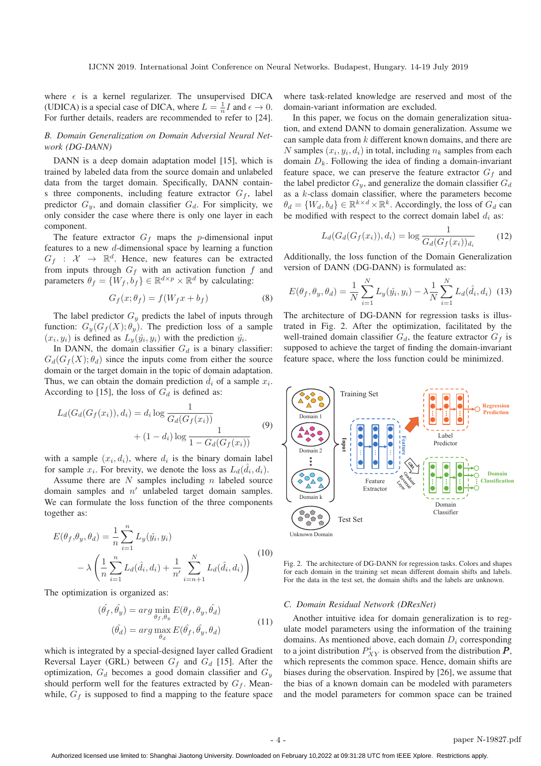where $\epsilon$ is a kernel regularizer. The unsupervised DICA (UDICA) is a special case of DICA, where $L = \frac{1}{n}I$ and $\epsilon \to 0$. For further details, readers are recommended to refer to [24].

### B. Domain Generalization on Domain Adversial Neural Network (DG-DANN)

DANN is a deep domain adaptation model [15], which is trained by labeled data from the source domain and unlabeled data from the target domain. Specifically, DANN contains three components, including feature extractor $G_f$, label predictor $G_y$, and domain classifier $G_d$. For simplicity, we only consider the case where there is only one layer in each component.

The feature extractor $G_f$ maps the $p$-dimensional input features to a new $d$-dimensional space by learning a function $G_f : \mathcal{X} \to \mathbb{R}^d$. Hence, new features can be extracted from inputs through $G_f$ with an activation function $f$ and parameters $\theta_f = \{W_f, b_f\} \in \mathbb{R}^{d\times p} \times \mathbb{R}^d$ by calculating:

$$G_f(x; \theta_f) = f(W_f x + b_f) \tag{8}$$

The label predictor $G_y$ predicts the label of inputs through function: $G_y(G_f(X); \theta_y)$. The prediction loss of a sample $(x_i, y_i)$ is defined as $L_y(\hat{y_i}, y_i)$ with the prediction $\hat{y_i}$.

In DANN, the domain classifier $G_d$ is a binary classifier: $G_d(G_f(X); \theta_d)$ since the inputs come from either the source domain or the target domain in the topic of domain adaptation. Thus, we can obtain the domain prediction $\hat{d_i}$ of a sample $x_i$. According to [15], the loss of $G_d$ is defined as:

$$\begin{aligned} L_d(G_d(G_f(x_i)), d_i) = d_i \log \frac{1}{G_d(G_f(x_i))} \\ + (1 - d_i) \log \frac{1}{1 - G_d(G_f(x_i))} \end{aligned} \tag{9}$$

with a sample $(x_i, d_i)$, where $d_i$ is the binary domain label for sample $x_i$. For brevity, we denote the loss as $L_d(\hat{d_i}, d_i)$.

Assume there are $N$ samples including $n$ labeled source domain samples and $n'$ unlabeled target domain samples. We can formulate the loss function of the three components together as:

$$\begin{aligned} E(\theta_f,\theta_y,\theta_d) = \frac{1}{n}\sum_{i=1}^{n} L_y(\hat{y_i}, y_i) \\ - \lambda \left( \frac{1}{n}\sum_{i=1}^{n} L_d(\hat{d_i}, d_i) + \frac{1}{n'}\sum_{i=n+1}^{N} L_d(\hat{d_i}, d_i) \right) \end{aligned} \tag{10}$$

The optimization is organized as:

$$\begin{aligned} (\hat{\theta_f}, \hat{\theta_y}) = arg \min_{\theta_f,\theta_y} E(\theta_f, \theta_y, \hat{\theta_d}) \\ (\hat{\theta_d}) = arg \max_{\theta_d} E(\hat{\theta_f}, \hat{\theta_y}, \theta_d) \end{aligned} \tag{11}$$

which is integrated by a special-designed layer called Gradient Reversal Layer (GRL) between $G_f$ and $G_d$ [15]. After the optimization, $G_d$ becomes a good domain classifier and $G_y$ should perform well for the features extracted by $G_f$. Meanwhile, $G_f$ is supposed to find a mapping to the feature space where task-related knowledge are reserved and most of the domain-variant information are excluded.

In this paper, we focus on the domain generalization situation, and extend DANN to domain generalization. Assume we can sample data from $k$ different known domains, and there are $N$ samples $(x_i, y_i, d_i)$ in total, including $n_k$ samples from each domain $D_k$. Following the idea of finding a domain-invariant feature space, we can preserve the feature extractor $G_f$ and the label predictor $G_y$, and generalize the domain classifier $G_d$ as a $k$-class domain classifier, where the parameters become $\theta_d = \{W_d, b_d\} \in \mathbb{R}^{k\times d} \times \mathbb{R}^k$. Accordingly, the loss of $G_d$ can be modified with respect to the correct domain label $d_i$ as:

$$L_d(G_d(G_f(x_i)), d_i) = \log \frac{1}{G_d(G_f(x_i))_{d_i}} \tag{12}$$

Additionally, the loss function of the Domain Generalization version of DANN (DG-DANN) is formulated as:

$$E(\theta_f, \theta_y, \theta_d) = \frac{1}{N}\sum_{i=1}^{N} L_y(\hat{y_i}, y_i) - \lambda\frac{1}{N}\sum_{i=1}^{N} L_d(\hat{d_i}, d_i) \tag{13}$$

The architecture of DG-DANN for regression tasks is illustrated in Fig. 2. After the optimization, facilitated by the well-trained domain classifier $G_d$, the feature extractor $G_f$ is supposed to achieve the target of finding the domain-invariant feature space, where the loss function could be minimized.

Fig. 2. The architecture of DG-DANN for regression tasks. Colors and shapes for each domain in the training set mean different domain shifts and labels. For the data in the test set, the domain shifts and the labels are unknown.

### C. Domain Residual Network (DResNet)

Another intuitive idea for domain generalization is to regulate model parameters using the information of the training domains. As mentioned above, each domain $D_i$ corresponding to a joint distribution $P^i_{XY}$ is observed from the distribution $\boldsymbol{P}$, which represents the common space. Hence, domain shifts are biases during the observation. Inspired by [26], we assume that the bias of a known domain can be modeled with parameters and the model parameters for common space can be trained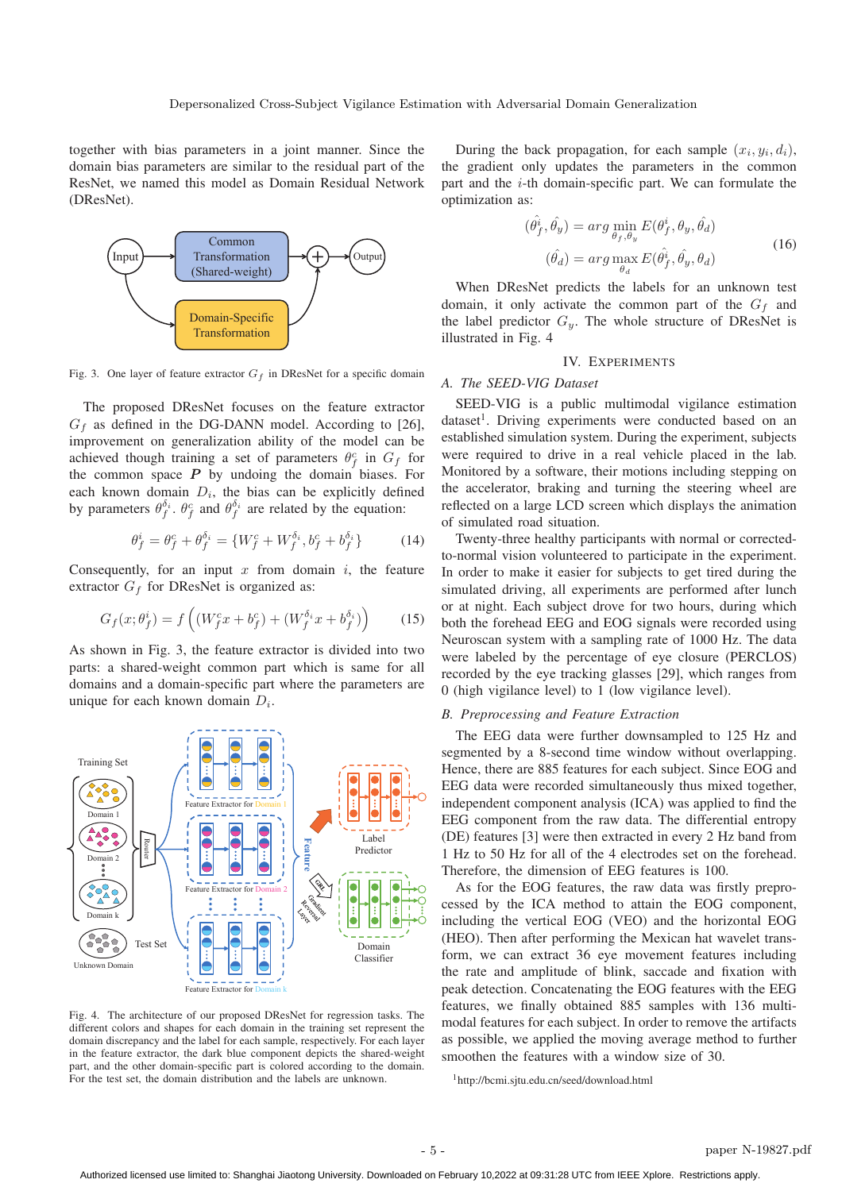together with bias parameters in a joint manner. Since the domain bias parameters are similar to the residual part of the ResNet, we named this model as Domain Residual Network (DResNet).

Fig. 3. One layer of feature extractor $G_f$ in DResNet for a specific domain

The proposed DResNet focuses on the feature extractor $G_f$ as defined in the DG-DANN model. According to [26], improvement on generalization ability of the model can be achieved though training a set of parameters $\theta_f^c$ in $G_f$ for the common space $\boldsymbol{P}$ by undoing the domain biases. For each known domain $D_i$, the bias can be explicitly defined by parameters $\theta_f^{\delta_i}$. $\theta_f^c$ and $\theta_f^{\delta_i}$ are related by the equation:

$$\theta_f^i = \theta_f^c + \theta_f^{\delta_i} = \{W_f^c + W_f^{\delta_i}, b_f^c + b_f^{\delta_i}\} \tag{14}$$

Consequently, for an input $x$ from domain $i$, the feature extractor $G_f$ for DResNet is organized as:

$$G_f(x;\theta_f^i) = f\left((W_f^c x + b_f^c) + (W_f^{\delta_i} x + b_f^{\delta_i})\right) \tag{15}$$

As shown in Fig. 3, the feature extractor is divided into two parts: a shared-weight common part which is same for all domains and a domain-specific part where the parameters are unique for each known domain $D_i$.

Fig. 4. The architecture of our proposed DResNet for regression tasks. The different colors and shapes for each domain in the training set represent the domain discrepancy and the label for each sample, respectively. For each layer in the feature extractor, the dark blue component depicts the shared-weight part, and the other domain-specific part is colored according to the domain. For the test set, the domain distribution and the labels are unknown.

During the back propagation, for each sample $(x_i, y_i, d_i)$, the gradient only updates the parameters in the common part and the $i$-th domain-specific part. We can formulate the optimization as:

$$\begin{aligned}(\hat{\theta_f^i}, \hat{\theta_y}) &= arg \min_{\theta_f, \theta_y} E(\theta_f^i, \theta_y, \hat{\theta_d}) \\ (\hat{\theta_d}) &= arg \max_{\theta_d} E(\hat{\theta_f^i}, \hat{\theta_y}, \theta_d)\end{aligned} \tag{16}$$

When DResNet predicts the labels for an unknown test domain, it only activate the common part of the $G_f$ and the label predictor $G_y$. The whole structure of DResNet is illustrated in Fig. 4

## IV. Experiments

### A. The SEED-VIG Dataset

SEED-VIG is a public multimodal vigilance estimation dataset[1]. Driving experiments were conducted based on an established simulation system. During the experiment, subjects were required to drive in a real vehicle placed in the lab. Monitored by a software, their motions including stepping on the accelerator, braking and turning the steering wheel are reflected on a large LCD screen which displays the animation of simulated road situation.

Twenty-three healthy participants with normal or corrected-to-normal vision volunteered to participate in the experiment. In order to make it easier for subjects to get tired during the simulated driving, all experiments are performed after lunch or at night. Each subject drove for two hours, during which both the forehead EEG and EOG signals were recorded using Neuroscan system with a sampling rate of 1000 Hz. The data were labeled by the percentage of eye closure (PERCLOS) recorded by the eye tracking glasses [29], which ranges from 0 (high vigilance level) to 1 (low vigilance level).

### B. Preprocessing and Feature Extraction

The EEG data were further downsampled to 125 Hz and segmented by a 8-second time window without overlapping. Hence, there are 885 features for each subject. Since EOG and EEG data were recorded simultaneously thus mixed together, independent component analysis (ICA) was applied to find the EEG component from the raw data. The differential entropy (DE) features [3] were then extracted in every 2 Hz band from 1 Hz to 50 Hz for all of the 4 electrodes set on the forehead. Therefore, the dimension of EEG features is 100.

As for the EOG features, the raw data was firstly preprocessed by the ICA method to attain the EOG component, including the vertical EOG (VEO) and the horizontal EOG (HEO). Then after performing the Mexican hat wavelet transform, we can extract 36 eye movement features including the rate and amplitude of blink, saccade and fixation with peak detection. Concatenating the EOG features with the EEG features, we finally obtained 885 samples with 136 multimodal features for each subject. In order to remove the artifacts as possible, we applied the moving average method to further smoothen the features with a window size of 30.

[1]http://bcmi.sjtu.edu.cn/seed/download.html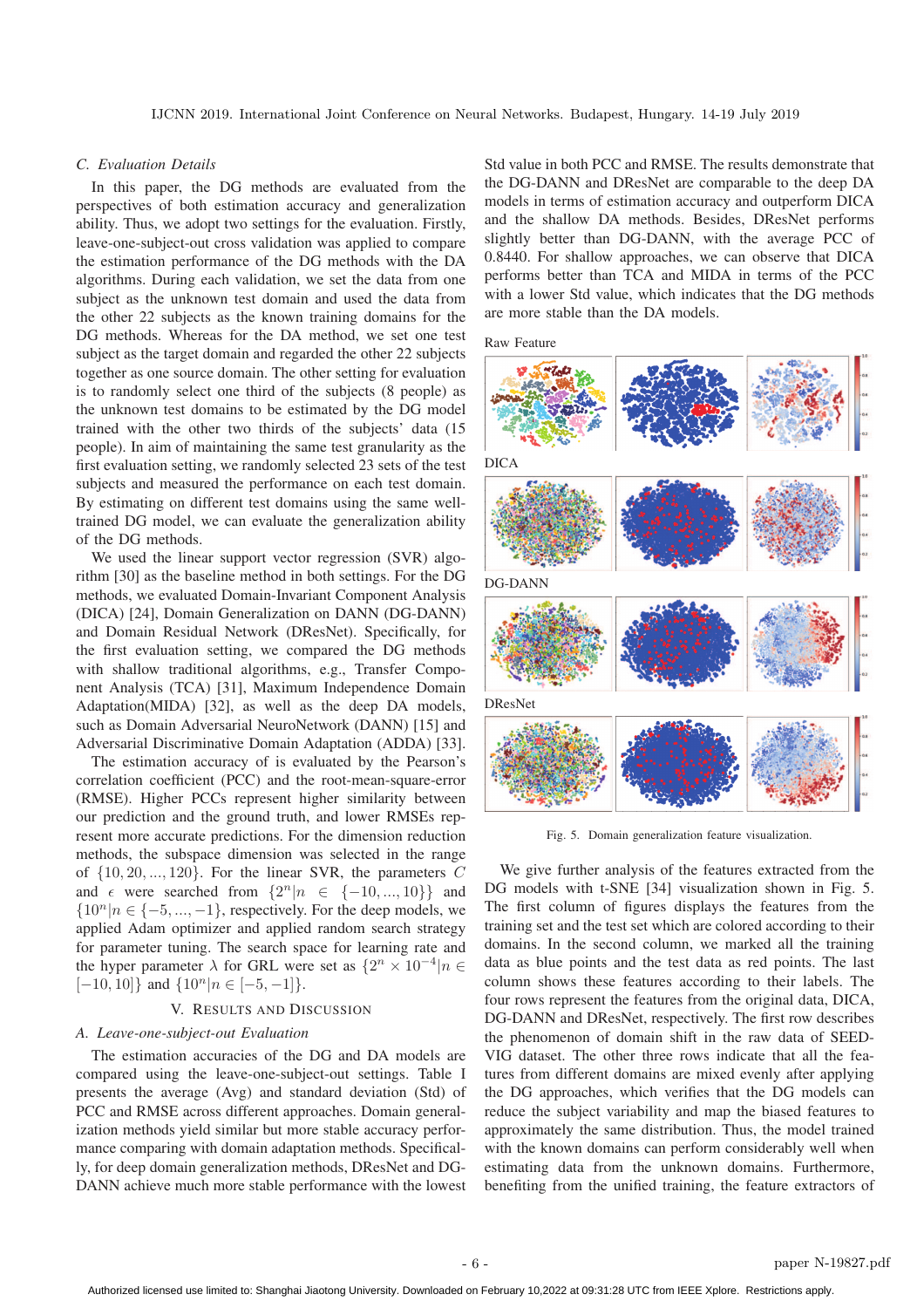### C. Evaluation Details

In this paper, the DG methods are evaluated from the perspectives of both estimation accuracy and generalization ability. Thus, we adopt two settings for the evaluation. Firstly, leave-one-subject-out cross validation was applied to compare the estimation performance of the DG methods with the DA algorithms. During each validation, we set the data from one subject as the unknown test domain and used the data from the other 22 subjects as the known training domains for the DG methods. Whereas for the DA method, we set one test subject as the target domain and regarded the other 22 subjects together as one source domain. The other setting for evaluation is to randomly select one third of the subjects (8 people) as the unknown test domains to be estimated by the DG model trained with the other two thirds of the subjects' data (15 people). In aim of maintaining the same test granularity as the first evaluation setting, we randomly selected 23 sets of the test subjects and measured the performance on each test domain. By estimating on different test domains using the same well-trained DG model, we can evaluate the generalization ability of the DG methods.

We used the linear support vector regression (SVR) algorithm [30] as the baseline method in both settings. For the DG methods, we evaluated Domain-Invariant Component Analysis (DICA) [24], Domain Generalization on DANN (DG-DANN) and Domain Residual Network (DResNet). Specifically, for the first evaluation setting, we compared the DG methods with shallow traditional algorithms, e.g., Transfer Component Analysis (TCA) [31], Maximum Independence Domain Adaptation(MIDA) [32], as well as the deep DA models, such as Domain Adversarial NeuroNetwork (DANN) [15] and Adversarial Discriminative Domain Adaptation (ADDA) [33].

The estimation accuracy of is evaluated by the Pearson's correlation coefficient (PCC) and the root-mean-square-error (RMSE). Higher PCCs represent higher similarity between our prediction and the ground truth, and lower RMSEs represent more accurate predictions. For the domain reduction methods, the subspace dimension was selected in the range of $\{10, 20, ..., 120\}$. For the linear SVR, the parameters $C$ and $\epsilon$ were searched from $\{2^n | n \in \{-10, ..., 10\}\}$ and $\{10^n | n \in \{-5, ..., -1\}\}$, respectively. For the deep models, we applied Adam optimizer and applied random search strategy for parameter tuning. The search space for learning rate and the hyper parameter $\lambda$ for GRL were set as $\{2^n \times 10^{-4} | n \in [-10, 10]\}$ and $\{10^n | n \in [-5, -1]\}$.

## V. Results and Discussion

### A. Leave-one-subject-out Evaluation

The estimation accuracies of the DG and DA models are compared using the leave-one-subject-out settings. Table I presents the average (Avg) and standard deviation (Std) of PCC and RMSE across different approaches. Domain generalization methods yield similar but more stable accuracy performance comparing with domain adaptation methods. Specifically, for deep domain generalization methods, DResNet and DG-DANN achieve much more stable performance with the lowest Std value in both PCC and RMSE. The results demonstrate that the DG-DANN and DResNet are comparable to the deep DA models in terms of estimation accuracy and outperform DICA and the shallow DA methods. Besides, DResNet performs slightly better than DG-DANN, with the average PCC of 0.8440. For shallow approaches, we can observe that DICA performs better than TCA and MIDA in terms of the PCC with a lower Std value, which indicates that the DG methods are more stable than the DA models.

Raw Feature

DICA

DG-DANN

DResNet

Fig. 5. Domain generalization feature visualization.

We give further analysis of the features extracted from the DG models with t-SNE [34] visualization shown in Fig. 5. The first column of figures displays the features from the training set and the test set which are colored according to their domains. In the second column, we marked all the training data as blue points and the test data as red points. The last column shows these features according to their labels. The four rows represent the features from the original data, DICA, DG-DANN and DResNet, respectively. The first row describes the phenomenon of domain shift in the raw data of SEED-VIG dataset. The other three rows indicate that all the features from different domains are mixed evenly after applying the DG approaches, which verifies that the DG models can reduce the subject variability and map the biased features to approximately the same distribution. Thus, the model trained with the known domains can perform considerably well when estimating data from the unknown domains. Furthermore, benefiting from the unified training, the feature extractors of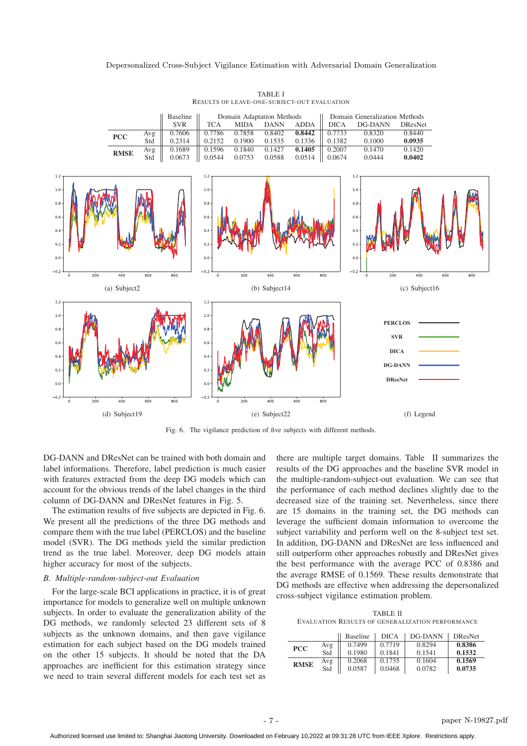TABLE I
RESULTS OF LEAVE-ONE-SUBJECT-OUT EVALUATION

| | | Baseline | Domain Adaptation Methods | | | | Domain Generalization Methods | | |
|---|---|---|---|---|---|---|---|---|---|
| | | SVR | TCA | MIDA | DANN | ADDA | DICA | DG-DANN | DResNet |
| **PCC** | Avg | 0.7606 | 0.7786 | 0.7858 | 0.8402 | **0.8442** | 0.7733 | 0.8320 | 0.8440 |
| | Std | 0.2314 | 0.2152 | 0.1900 | 0.1535 | 0.1336 | 0.1382 | 0.1000 | **0.0935** |
| **RMSE** | Avg | 0.1689 | 0.1596 | 0.1840 | 0.1427 | **0.1405** | 0.2007 | 0.1470 | 0.1420 |
| | Std | 0.0673 | 0.0544 | 0.0753 | 0.0588 | 0.0514 | 0.0674 | 0.0444 | **0.0402** |

(a) Subject2 (b) Subject14 (c) Subject16 (d) Subject19 (e) Subject22 (f) Legend

Fig. 6. The vigilance prediction of five subjects with different methods.

DG-DANN and DResNet can be trained with both domain and label informations. Therefore, label prediction is much easier with features extracted from the deep DG models which can account for the obvious trends of the label changes in the third column of DG-DANN and DResNet features in Fig. 5.

The estimation results of five subjects are depicted in Fig. 6. We present all the predictions of the three DG methods and compare them with the true label (PERCLOS) and the baseline model (SVR). The DG methods yield the similar prediction trend as the true label. Moreover, deep DG models attain higher accuracy for most of the subjects.

### *B. Multiple-random-subject-out Evaluation*

For the large-scale BCI applications in practice, it is of great importance for models to generalize well on multiple unknown subjects. In order to evaluate the generalization ability of the DG methods, we randomly selected 23 different sets of 8 subjects as the unknown domains, and then gave vigilance estimation for each subject based on the DG models trained on the other 15 subjects. It should be noted that the DA approaches are inefficient for this estimation strategy since we need to train several different models for each test set as there are multiple target domains. Table II summarizes the results of the DG approaches and the baseline SVR model in the multiple-random-subject-out evaluation. We can see that the performance of each method declines slightly due to the decreased size of the training set. Nevertheless, since there are 15 domains in the training set, the DG methods can leverage the sufficient domain information to overcome the subject variability and perform well on the 8-subject test set. In addition, DG-DANN and DResNet are less influenced and still outperform other approaches robustly and DResNet gives the best performance with the average PCC of 0.8386 and the average RMSE of 0.1569. These results demonstrate that DG methods are effective when addressing the depersonalized cross-subject vigilance estimation problem.

TABLE II
EVALUATION RESULTS OF GENERALIZATION PERFORMANCE

| | | Baseline | DICA | DG-DANN | DResNet |
|---|---|---|---|---|---|
| **PCC** | Avg | 0.7499 | 0.7719 | 0.8294 | **0.8386** |
| | Std | 0.1980 | 0.1841 | 0.1541 | **0.1532** |
| **RMSE** | Avg | 0.2068 | 0.1735 | 0.1604 | **0.1569** |
| | Std | 0.0587 | 0.0468 | 0.0782 | **0.0735** |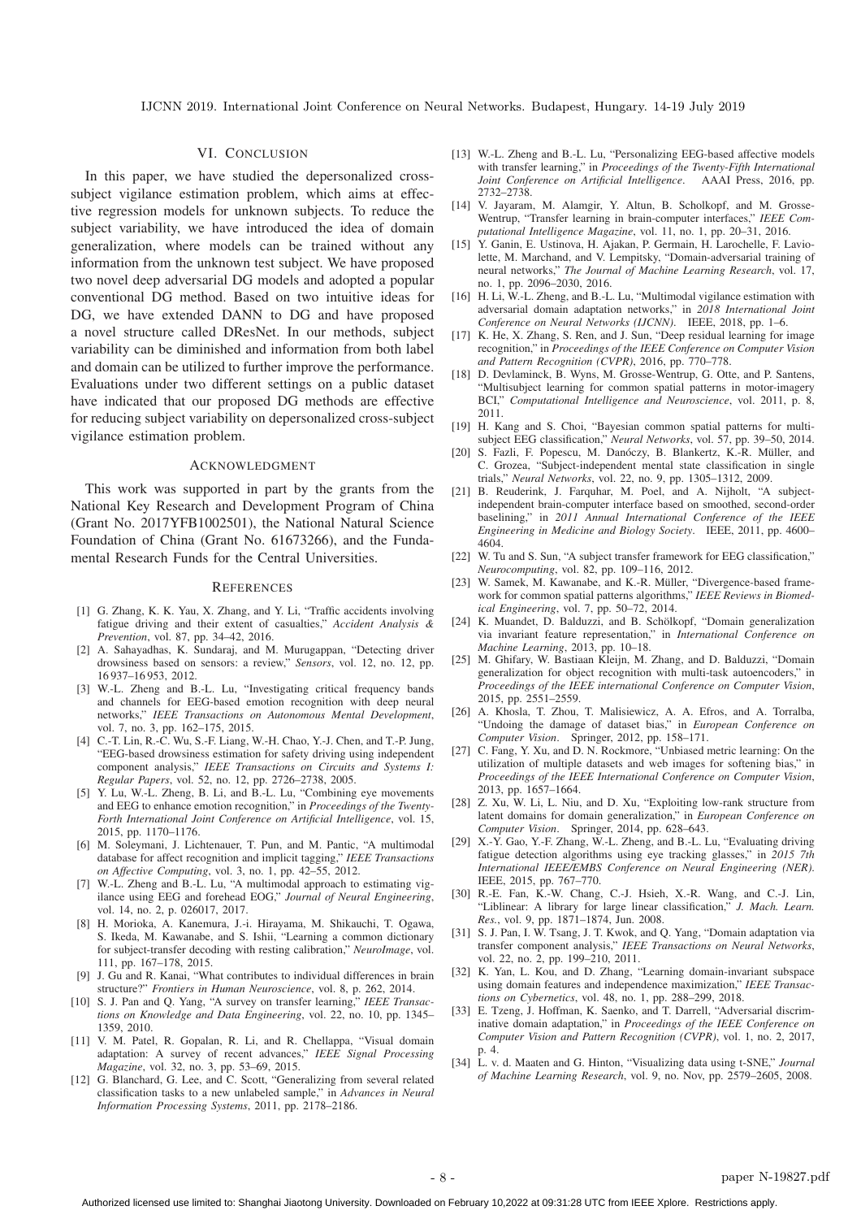## VI. Conclusion

In this paper, we have studied the depersonalized cross-subject vigilance estimation problem, which aims at effective regression models for unknown subjects. To reduce the subject variability, we have introduced the idea of domain generalization, where models can be trained without any information from the unknown test subject. We have proposed two novel deep adversarial DG models and adopted a popular conventional DG method. Based on two intuitive ideas for DG, we have extended DANN to DG and have proposed a novel structure called DResNet. In our methods, subject variability can be diminished and information from both label and domain can be utilized to further improve the performance. Evaluations under two different settings on a public dataset have indicated that our proposed DG methods are effective for reducing subject variability on depersonalized cross-subject vigilance estimation problem.

## Acknowledgment

This work was supported in part by the grants from the National Key Research and Development Program of China (Grant No. 2017YFB1002501), the National Natural Science Foundation of China (Grant No. 61673266), and the Fundamental Research Funds for the Central Universities.

## References

[1] G. Zhang, K. K. Yau, X. Zhang, and Y. Li, "Traffic accidents involving fatigue driving and their extent of casualties," *Accident Analysis & Prevention*, vol. 87, pp. 34–42, 2016.

[2] A. Sahayadhas, K. Sundaraj, and M. Murugappan, "Detecting driver drowsiness based on sensors: a review," *Sensors*, vol. 12, no. 12, pp. 16 937–16 953, 2012.

[3] W.-L. Zheng and B.-L. Lu, "Investigating critical frequency bands and channels for EEG-based emotion recognition with deep neural networks," *IEEE Transactions on Autonomous Mental Development*, vol. 7, no. 3, pp. 162–175, 2015.

[4] C.-T. Lin, R.-C. Wu, S.-F. Liang, W.-H. Chao, Y.-J. Chen, and T.-P. Jung, "EEG-based drowsiness estimation for safety driving using independent component analysis," *IEEE Transactions on Circuits and Systems I: Regular Papers*, vol. 52, no. 12, pp. 2726–2738, 2005.

[5] Y. Lu, W.-L. Zheng, B. Li, and B.-L. Lu, "Combining eye movements and EEG to enhance emotion recognition," in *Proceedings of the Twenty-Forth International Joint Conference on Artificial Intelligence*, vol. 15, 2015, pp. 1170–1176.

[6] M. Soleymani, J. Lichtenauer, T. Pun, and M. Pantic, "A multimodal database for affect recognition and implicit tagging," *IEEE Transactions on Affective Computing*, vol. 3, no. 1, pp. 42–55, 2012.

[7] W.-L. Zheng and B.-L. Lu, "A multimodal approach to estimating vigilance using EEG and forehead EOG," *Journal of Neural Engineering*, vol. 14, no. 2, p. 026017, 2017.

[8] H. Morioka, A. Kanemura, J.-i. Hirayama, M. Shikauchi, T. Ogawa, S. Ikeda, M. Kawanabe, and S. Ishii, "Learning a common dictionary for subject-transfer decoding with resting calibration," *NeuroImage*, vol. 111, pp. 167–178, 2015.

[9] J. Gu and R. Kanai, "What contributes to individual differences in brain structure?" *Frontiers in Human Neuroscience*, vol. 8, p. 262, 2014.

[10] S. J. Pan and Q. Yang, "A survey on transfer learning," *IEEE Transactions on Knowledge and Data Engineering*, vol. 22, no. 10, pp. 1345–1359, 2010.

[11] V. M. Patel, R. Gopalan, R. Li, and R. Chellappa, "Visual domain adaptation: A survey of recent advances," *IEEE Signal Processing Magazine*, vol. 32, no. 3, pp. 53–69, 2015.

[12] G. Blanchard, G. Lee, and C. Scott, "Generalizing from several related classification tasks to a new unlabeled sample," in *Advances in Neural Information Processing Systems*, 2011, pp. 2178–2186.

[13] W.-L. Zheng and B.-L. Lu, "Personalizing EEG-based affective models with transfer learning," in *Proceedings of the Twenty-Fifth International Joint Conference on Artificial Intelligence*. AAAI Press, 2016, pp. 2732–2738.

[14] V. Jayaram, M. Alamgir, Y. Altun, B. Scholkopf, and M. Grosse-Wentrup, "Transfer learning in brain-computer interfaces," *IEEE Computational Intelligence Magazine*, vol. 11, no. 1, pp. 20–31, 2016.

[15] Y. Ganin, E. Ustinova, H. Ajakan, P. Germain, H. Larochelle, F. Laviolette, M. Marchand, and V. Lempitsky, "Domain-adversarial training of neural networks," *The Journal of Machine Learning Research*, vol. 17, no. 1, pp. 2096–2030, 2016.

[16] H. Li, W.-L. Zheng, and B.-L. Lu, "Multimodal vigilance estimation with adversarial domain adaptation networks," in *2018 International Joint Conference on Neural Networks (IJCNN)*. IEEE, 2018, pp. 1–6.

[17] K. He, X. Zhang, S. Ren, and J. Sun, "Deep residual learning for image recognition," in *Proceedings of the IEEE Conference on Computer Vision and Pattern Recognition (CVPR)*, 2016, pp. 770–778.

[18] D. Devlaminck, B. Wyns, M. Grosse-Wentrup, G. Otte, and P. Santens, "Multisubject learning for common spatial patterns in motor-imagery BCI," *Computational Intelligence and Neuroscience*, vol. 2011, p. 8, 2011.

[19] H. Kang and S. Choi, "Bayesian common spatial patterns for multi-subject EEG classification," *Neural Networks*, vol. 57, pp. 39–50, 2014.

[20] S. Fazli, F. Popescu, M. Danóczy, B. Blankertz, K.-R. Müller, and C. Grozea, "Subject-independent mental state classification in single trials," *Neural Networks*, vol. 22, no. 9, pp. 1305–1312, 2009.

[21] B. Reuderink, J. Farquhar, M. Poel, and A. Nijholt, "A subject-independent brain-computer interface based on smoothed, second-order baselining," in *2011 Annual International Conference of the IEEE Engineering in Medicine and Biology Society*. IEEE, 2011, pp. 4600–4604.

[22] W. Tu and S. Sun, "A subject transfer framework for EEG classification," *Neurocomputing*, vol. 82, pp. 109–116, 2012.

[23] W. Samek, M. Kawanabe, and K.-R. Müller, "Divergence-based framework for common spatial patterns algorithms," *IEEE Reviews in Biomedical Engineering*, vol. 7, pp. 50–72, 2014.

[24] K. Muandet, D. Balduzzi, and B. Schölkopf, "Domain generalization via invariant feature representation," in *International Conference on Machine Learning*, 2013, pp. 10–18.

[25] M. Ghifary, W. Bastiaan Kleijn, M. Zhang, and D. Balduzzi, "Domain generalization for object recognition with multi-task autoencoders," in *Proceedings of the IEEE international Conference on Computer Vision*, 2015, pp. 2551–2559.

[26] A. Khosla, T. Zhou, T. Malisiewicz, A. A. Efros, and A. Torralba, "Undoing the damage of dataset bias," in *European Conference on Computer Vision*. Springer, 2012, pp. 158–171.

[27] C. Fang, Y. Xu, and D. N. Rockmore, "Unbiased metric learning: On the utilization of multiple datasets and web images for softening bias," in *Proceedings of the IEEE International Conference on Computer Vision*, 2013, pp. 1657–1664.

[28] Z. Xu, W. Li, L. Niu, and D. Xu, "Exploiting low-rank structure from latent domains for domain generalization," in *European Conference on Computer Vision*. Springer, 2014, pp. 628–643.

[29] X.-Y. Gao, Y.-F. Zhang, W.-L. Zheng, and B.-L. Lu, "Evaluating driving fatigue detection algorithms using eye tracking glasses," in *2015 7th International IEEE/EMBS Conference on Neural Engineering (NER)*. IEEE, 2015, pp. 767–770.

[30] R.-E. Fan, K.-W. Chang, C.-J. Hsieh, X.-R. Wang, and C.-J. Lin, "Liblinear: A library for large linear classification," *J. Mach. Learn. Res.*, vol. 9, pp. 1871–1874, Jun. 2008.

[31] S. J. Pan, I. W. Tsang, J. T. Kwok, and Q. Yang, "Domain adaptation via transfer component analysis," *IEEE Transactions on Neural Networks*, vol. 22, no. 2, pp. 199–210, 2011.

[32] K. Yan, L. Kou, and D. Zhang, "Learning domain-invariant subspace using domain features and independence maximization," *IEEE Transactions on Cybernetics*, vol. 48, no. 1, pp. 288–299, 2018.

[33] E. Tzeng, J. Hoffman, K. Saenko, and T. Darrell, "Adversarial discriminative domain adaptation," in *Proceedings of the IEEE Conference on Computer Vision and Pattern Recognition (CVPR)*, vol. 1, no. 2, 2017, p. 4.

[34] L. v. d. Maaten and G. Hinton, "Visualizing data using t-SNE," *Journal of Machine Learning Research*, vol. 9, no. Nov, pp. 2579–2605, 2008.